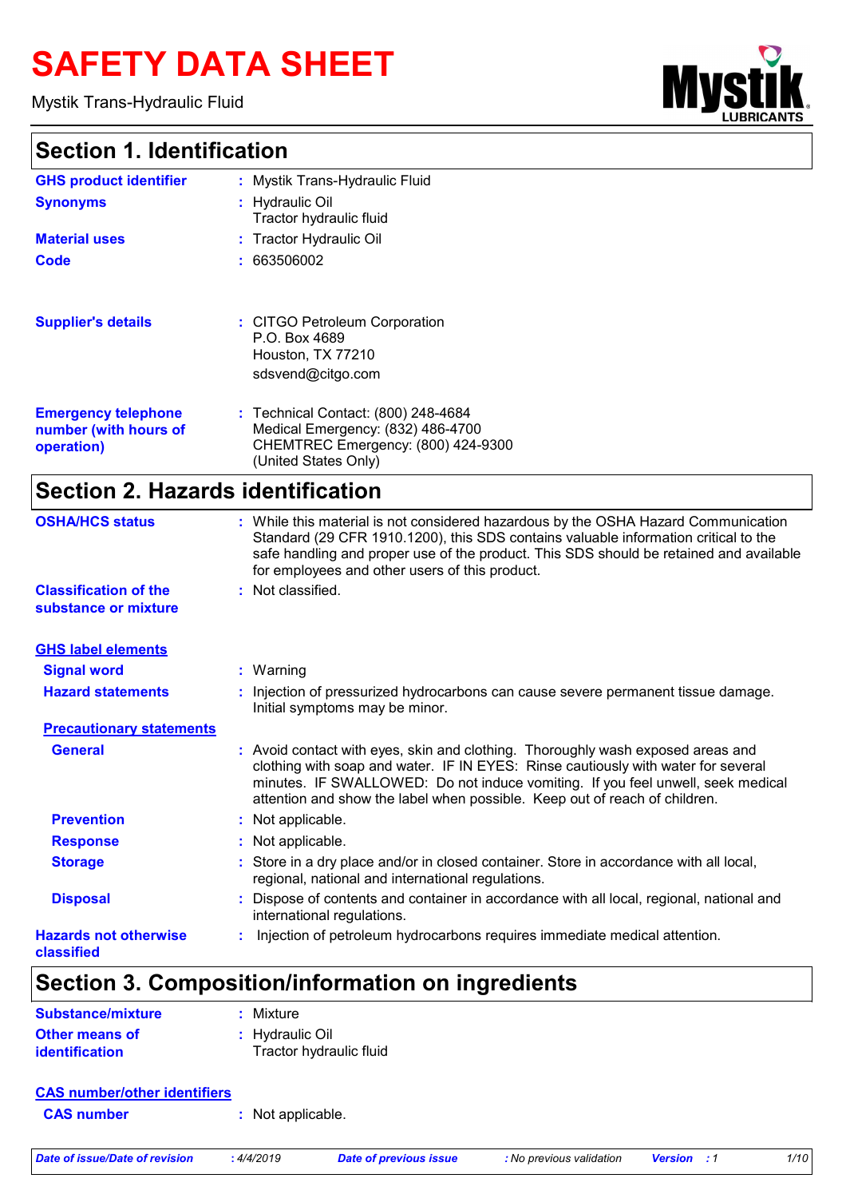# SAFETY DATA SHEET

Mystik Trans-Hydraulic Fluid

## Section 1. Identification

**GHS product identifier** : Mystik Trans-Hydraulic Fluid

**Synonyms** : Hydraulic Oil
Tractor hydraulic fluid

**Material uses** : Tractor Hydraulic Oil

**Code** : 663506002

**Supplier's details** : CITGO Petroleum Corporation
P.O. Box 4689
Houston, TX 77210
sdsvend@citgo.com

**Emergency telephone number (with hours of operation)** : Technical Contact: (800) 248-4684
Medical Emergency: (832) 486-4700
CHEMTREC Emergency: (800) 424-9300
(United States Only)

## Section 2. Hazards identification

**OSHA/HCS status** : While this material is not considered hazardous by the OSHA Hazard Communication Standard (29 CFR 1910.1200), this SDS contains valuable information critical to the safe handling and proper use of the product. This SDS should be retained and available for employees and other users of this product.

**Classification of the substance or mixture** : Not classified.

**GHS label elements**

**Signal word** : Warning

**Hazard statements** : Injection of pressurized hydrocarbons can cause severe permanent tissue damage. Initial symptoms may be minor.

**Precautionary statements**

**General** : Avoid contact with eyes, skin and clothing. Thoroughly wash exposed areas and clothing with soap and water. IF IN EYES: Rinse cautiously with water for several minutes. IF SWALLOWED: Do not induce vomiting. If you feel unwell, seek medical attention and show the label when possible. Keep out of reach of children.

**Prevention** : Not applicable.

**Response** : Not applicable.

**Storage** : Store in a dry place and/or in closed container. Store in accordance with all local, regional, national and international regulations.

**Disposal** : Dispose of contents and container in accordance with all local, regional, national and international regulations.

**Hazards not otherwise classified** : Injection of petroleum hydrocarbons requires immediate medical attention.

## Section 3. Composition/information on ingredients

**Substance/mixture** : Mixture

**Other means of identification** : Hydraulic Oil
Tractor hydraulic fluid

**CAS number/other identifiers**

**CAS number** : Not applicable.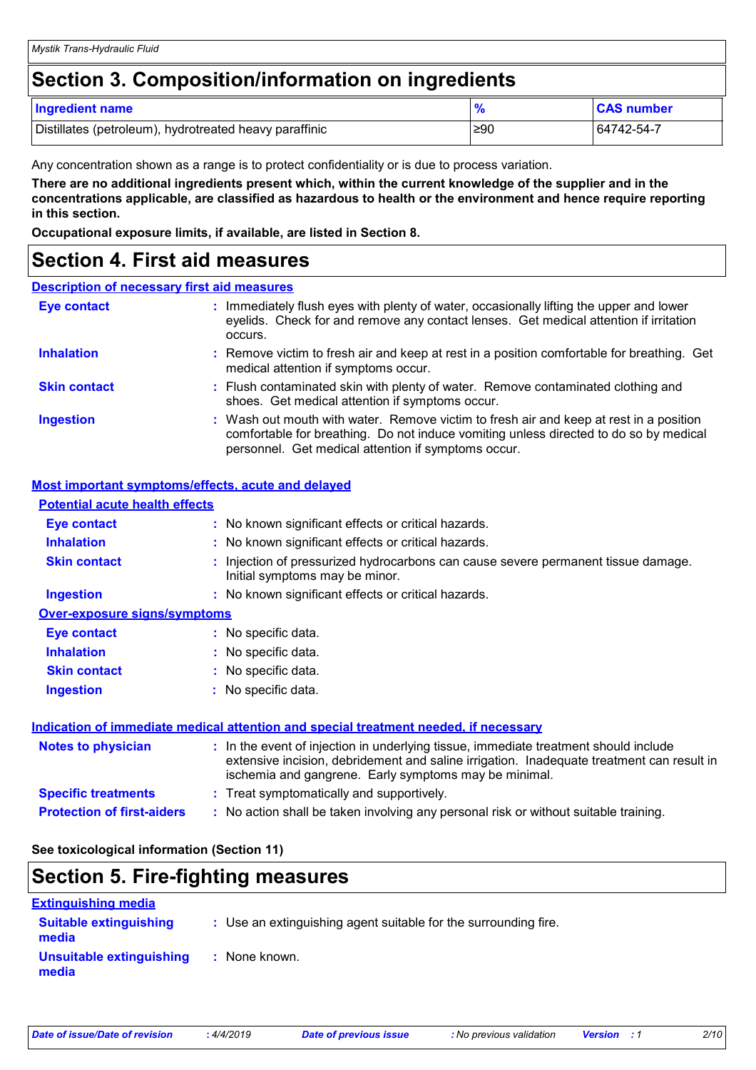## Section 3. Composition/information on ingredients

| Ingredient name | % | CAS number |
| --- | --- | --- |
| Distillates (petroleum), hydrotreated heavy paraffinic | ≥90 | 64742-54-7 |

Any concentration shown as a range is to protect confidentiality or is due to process variation.

**There are no additional ingredients present which, within the current knowledge of the supplier and in the concentrations applicable, are classified as hazardous to health or the environment and hence require reporting in this section.**

**Occupational exposure limits, if available, are listed in Section 8.**

## Section 4. First aid measures

### Description of necessary first aid measures

**Eye contact** : Immediately flush eyes with plenty of water, occasionally lifting the upper and lower eyelids. Check for and remove any contact lenses. Get medical attention if irritation occurs.

**Inhalation** : Remove victim to fresh air and keep at rest in a position comfortable for breathing. Get medical attention if symptoms occur.

**Skin contact** : Flush contaminated skin with plenty of water. Remove contaminated clothing and shoes. Get medical attention if symptoms occur.

**Ingestion** : Wash out mouth with water. Remove victim to fresh air and keep at rest in a position comfortable for breathing. Do not induce vomiting unless directed to do so by medical personnel. Get medical attention if symptoms occur.

### Most important symptoms/effects, acute and delayed

#### Potential acute health effects

**Eye contact** : No known significant effects or critical hazards.

**Inhalation** : No known significant effects or critical hazards.

**Skin contact** : Injection of pressurized hydrocarbons can cause severe permanent tissue damage. Initial symptoms may be minor.

**Ingestion** : No known significant effects or critical hazards.

#### Over-exposure signs/symptoms

**Eye contact** : No specific data.

**Inhalation** : No specific data.

**Skin contact** : No specific data.

**Ingestion** : No specific data.

### Indication of immediate medical attention and special treatment needed, if necessary

**Notes to physician** : In the event of injection in underlying tissue, immediate treatment should include extensive incision, debridement and saline irrigation. Inadequate treatment can result in ischemia and gangrene. Early symptoms may be minimal.

**Specific treatments** : Treat symptomatically and supportively.

**Protection of first-aiders** : No action shall be taken involving any personal risk or without suitable training.

**See toxicological information (Section 11)**

## Section 5. Fire-fighting measures

### Extinguishing media

**Suitable extinguishing media** : Use an extinguishing agent suitable for the surrounding fire.

**Unsuitable extinguishing media** : None known.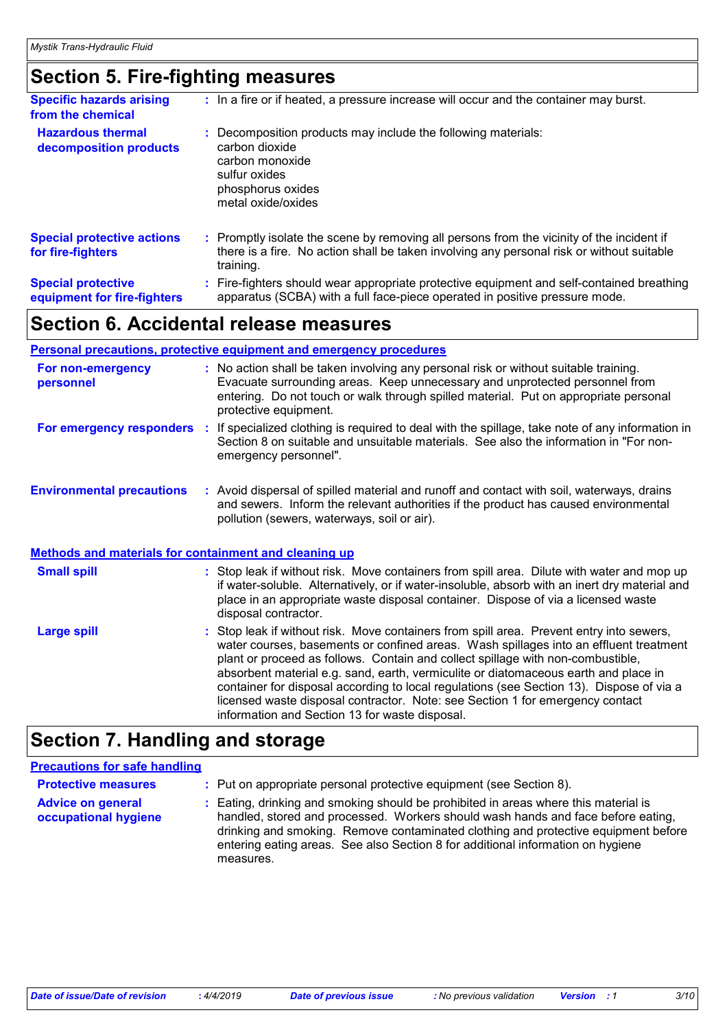## Section 5. Fire-fighting measures

**Specific hazards arising from the chemical** : In a fire or if heated, a pressure increase will occur and the container may burst.

**Hazardous thermal decomposition products** : Decomposition products may include the following materials:
carbon dioxide
carbon monoxide
sulfur oxides
phosphorus oxides
metal oxide/oxides

**Special protective actions for fire-fighters** : Promptly isolate the scene by removing all persons from the vicinity of the incident if there is a fire. No action shall be taken involving any personal risk or without suitable training.

**Special protective equipment for fire-fighters** : Fire-fighters should wear appropriate protective equipment and self-contained breathing apparatus (SCBA) with a full face-piece operated in positive pressure mode.

## Section 6. Accidental release measures

### Personal precautions, protective equipment and emergency procedures

**For non-emergency personnel** : No action shall be taken involving any personal risk or without suitable training. Evacuate surrounding areas. Keep unnecessary and unprotected personnel from entering. Do not touch or walk through spilled material. Put on appropriate personal protective equipment.

**For emergency responders** : If specialized clothing is required to deal with the spillage, take note of any information in Section 8 on suitable and unsuitable materials. See also the information in "For non-emergency personnel".

**Environmental precautions** : Avoid dispersal of spilled material and runoff and contact with soil, waterways, drains and sewers. Inform the relevant authorities if the product has caused environmental pollution (sewers, waterways, soil or air).

### Methods and materials for containment and cleaning up

**Small spill** : Stop leak if without risk. Move containers from spill area. Dilute with water and mop up if water-soluble. Alternatively, or if water-insoluble, absorb with an inert dry material and place in an appropriate waste disposal container. Dispose of via a licensed waste disposal contractor.

**Large spill** : Stop leak if without risk. Move containers from spill area. Prevent entry into sewers, water courses, basements or confined areas. Wash spillages into an effluent treatment plant or proceed as follows. Contain and collect spillage with non-combustible, absorbent material e.g. sand, earth, vermiculite or diatomaceous earth and place in container for disposal according to local regulations (see Section 13). Dispose of via a licensed waste disposal contractor. Note: see Section 1 for emergency contact information and Section 13 for waste disposal.

## Section 7. Handling and storage

### Precautions for safe handling

**Protective measures** : Put on appropriate personal protective equipment (see Section 8).

**Advice on general occupational hygiene** : Eating, drinking and smoking should be prohibited in areas where this material is handled, stored and processed. Workers should wash hands and face before eating, drinking and smoking. Remove contaminated clothing and protective equipment before entering eating areas. See also Section 8 for additional information on hygiene measures.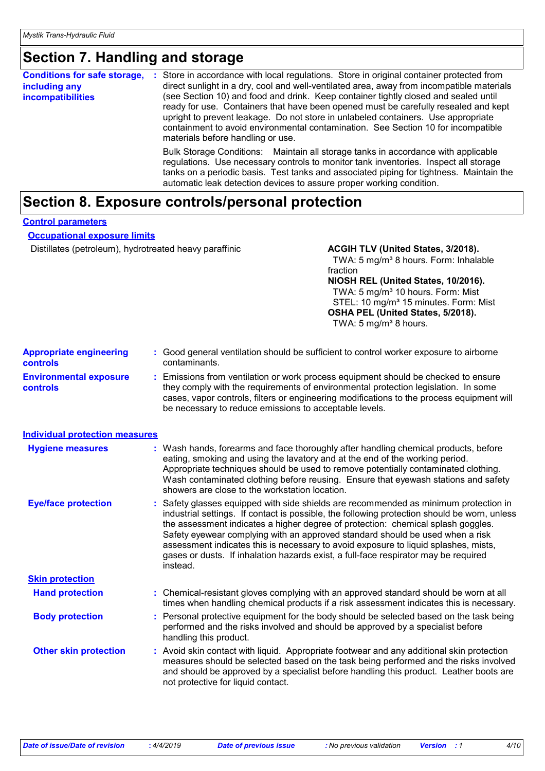## Section 7. Handling and storage

**Conditions for safe storage, including any incompatibilities** : Store in accordance with local regulations. Store in original container protected from direct sunlight in a dry, cool and well-ventilated area, away from incompatible materials (see Section 10) and food and drink. Keep container tightly closed and sealed until ready for use. Containers that have been opened must be carefully resealed and kept upright to prevent leakage. Do not store in unlabeled containers. Use appropriate containment to avoid environmental contamination. See Section 10 for incompatible materials before handling or use.

Bulk Storage Conditions: Maintain all storage tanks in accordance with applicable regulations. Use necessary controls to monitor tank inventories. Inspect all storage tanks on a periodic basis. Test tanks and associated piping for tightness. Maintain the automatic leak detection devices to assure proper working condition.

## Section 8. Exposure controls/personal protection

### Control parameters

#### Occupational exposure limits

| Ingredient name | Exposure limits |
|---|---|
| Distillates (petroleum), hydrotreated heavy paraffinic | **ACGIH TLV (United States, 3/2018).** TWA: 5 mg/m³ 8 hours. Form: Inhalable fraction<br>**NIOSH REL (United States, 10/2016).** TWA: 5 mg/m³ 10 hours. Form: Mist<br>STEL: 10 mg/m³ 15 minutes. Form: Mist<br>**OSHA PEL (United States, 5/2018).** TWA: 5 mg/m³ 8 hours. |

**Appropriate engineering controls** : Good general ventilation should be sufficient to control worker exposure to airborne contaminants.

**Environmental exposure controls** : Emissions from ventilation or work process equipment should be checked to ensure they comply with the requirements of environmental protection legislation. In some cases, vapor controls, filters or engineering modifications to the process equipment will be necessary to reduce emissions to acceptable levels.

### Individual protection measures

**Hygiene measures** : Wash hands, forearms and face thoroughly after handling chemical products, before eating, smoking and using the lavatory and at the end of the working period. Appropriate techniques should be used to remove potentially contaminated clothing. Wash contaminated clothing before reusing. Ensure that eyewash stations and safety showers are close to the workstation location.

**Eye/face protection** : Safety glasses equipped with side shields are recommended as minimum protection in industrial settings. If contact is possible, the following protection should be worn, unless the assessment indicates a higher degree of protection: chemical splash goggles. Safety eyewear complying with an approved standard should be used when a risk assessment indicates this is necessary to avoid exposure to liquid splashes, mists, gases or dusts. If inhalation hazards exist, a full-face respirator may be required instead.

#### Skin protection

**Hand protection** : Chemical-resistant gloves complying with an approved standard should be worn at all times when handling chemical products if a risk assessment indicates this is necessary.

**Body protection** : Personal protective equipment for the body should be selected based on the task being performed and the risks involved and should be approved by a specialist before handling this product.

**Other skin protection** : Avoid skin contact with liquid. Appropriate footwear and any additional skin protection measures should be selected based on the task being performed and the risks involved and should be approved by a specialist before handling this product. Leather boots are not protective for liquid contact.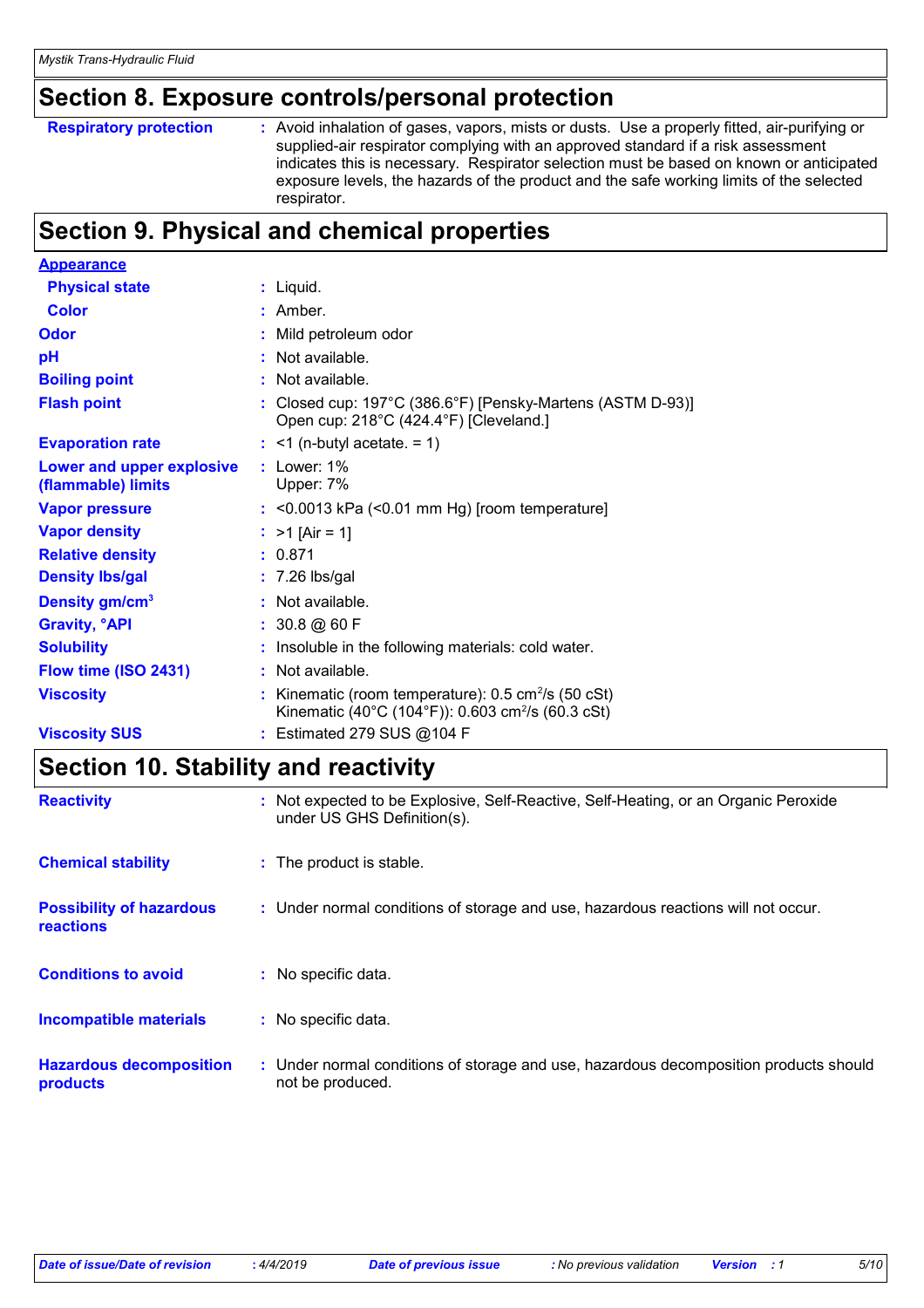## Section 8. Exposure controls/personal protection

| | |
|---|---|
| **Respiratory protection** | : Avoid inhalation of gases, vapors, mists or dusts. Use a properly fitted, air-purifying or supplied-air respirator complying with an approved standard if a risk assessment indicates this is necessary. Respirator selection must be based on known or anticipated exposure levels, the hazards of the product and the safe working limits of the selected respirator. |

## Section 9. Physical and chemical properties

| | |
|---|---|
| **Appearance** | |
| **Physical state** | : Liquid. |
| **Color** | : Amber. |
| **Odor** | : Mild petroleum odor |
| **pH** | : Not available. |
| **Boiling point** | : Not available. |
| **Flash point** | : Closed cup: 197°C (386.6°F) [Pensky-Martens (ASTM D-93)]<br>Open cup: 218°C (424.4°F) [Cleveland.] |
| **Evaporation rate** | : <1 (n-butyl acetate. = 1) |
| **Lower and upper explosive (flammable) limits** | : Lower: 1%<br>Upper: 7% |
| **Vapor pressure** | : <0.0013 kPa (<0.01 mm Hg) [room temperature] |
| **Vapor density** | : >1 [Air = 1] |
| **Relative density** | : 0.871 |
| **Density lbs/gal** | : 7.26 lbs/gal |
| **Density gm/cm$^3$** | : Not available. |
| **Gravity, °API** | : 30.8 @ 60 F |
| **Solubility** | : Insoluble in the following materials: cold water. |
| **Flow time (ISO 2431)** | : Not available. |
| **Viscosity** | : Kinematic (room temperature): 0.5 cm$^2$/s (50 cSt)<br>Kinematic (40°C (104°F)): 0.603 cm$^2$/s (60.3 cSt) |
| **Viscosity SUS** | : Estimated 279 SUS @104 F |

## Section 10. Stability and reactivity

| | |
|---|---|
| **Reactivity** | : Not expected to be Explosive, Self-Reactive, Self-Heating, or an Organic Peroxide under US GHS Definition(s). |
| **Chemical stability** | : The product is stable. |
| **Possibility of hazardous reactions** | : Under normal conditions of storage and use, hazardous reactions will not occur. |
| **Conditions to avoid** | : No specific data. |
| **Incompatible materials** | : No specific data. |
| **Hazardous decomposition products** | : Under normal conditions of storage and use, hazardous decomposition products should not be produced. |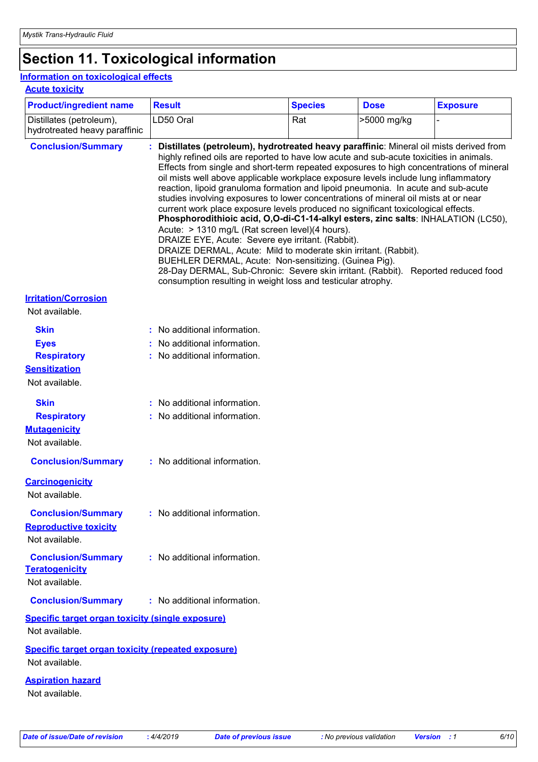# Section 11. Toxicological information

## Information on toxicological effects

### Acute toxicity

| Product/ingredient name | Result | Species | Dose | Exposure |
|---|---|---|---|---|
| Distillates (petroleum), hydrotreated heavy paraffinic | LD50 Oral | Rat | >5000 mg/kg | - |

**Conclusion/Summary** : **Distillates (petroleum), hydrotreated heavy paraffinic**: Mineral oil mists derived from highly refined oils are reported to have low acute and sub-acute toxicities in animals. Effects from single and short-term repeated exposures to high concentrations of mineral oil mists well above applicable workplace exposure levels include lung inflammatory reaction, lipoid granuloma formation and lipoid pneumonia. In acute and sub-acute studies involving exposures to lower concentrations of mineral oil mists at or near current work place exposure levels produced no significant toxicological effects.
**Phosphorodithioic acid, O,O-di-C1-14-alkyl esters, zinc salts**: INHALATION (LC50), Acute: > 1310 mg/L (Rat screen level)(4 hours).
DRAIZE EYE, Acute: Severe eye irritant. (Rabbit).
DRAIZE DERMAL, Acute: Mild to moderate skin irritant. (Rabbit).
BUEHLER DERMAL, Acute: Non-sensitizing. (Guinea Pig).
28-Day DERMAL, Sub-Chronic: Severe skin irritant. (Rabbit). Reported reduced food consumption resulting in weight loss and testicular atrophy.

### Irritation/Corrosion

Not available.

**Skin** : No additional information.
**Eyes** : No additional information.
**Respiratory** : No additional information.

### Sensitization

Not available.

**Skin** : No additional information.
**Respiratory** : No additional information.

### Mutagenicity

Not available.

**Conclusion/Summary** : No additional information.

### Carcinogenicity

Not available.

**Conclusion/Summary** : No additional information.

### Reproductive toxicity

Not available.

**Conclusion/Summary** : No additional information.

### Teratogenicity

Not available.

**Conclusion/Summary** : No additional information.

### Specific target organ toxicity (single exposure)

Not available.

### Specific target organ toxicity (repeated exposure)

Not available.

### Aspiration hazard

Not available.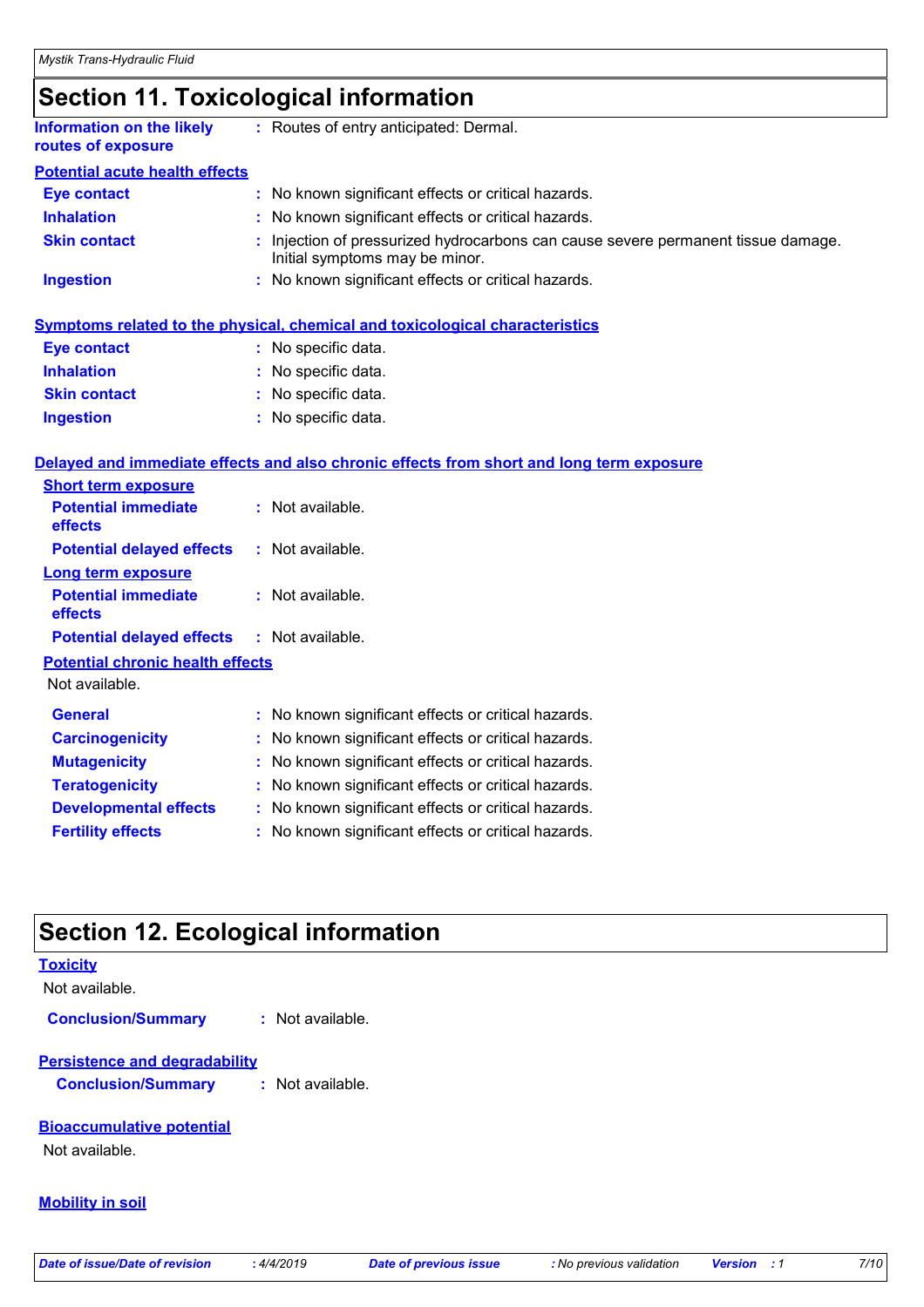# Section 11. Toxicological information

**Information on the likely routes of exposure** : Routes of entry anticipated: Dermal.

**Potential acute health effects**

| | |
|---|---|
| **Eye contact** | : No known significant effects or critical hazards. |
| **Inhalation** | : No known significant effects or critical hazards. |
| **Skin contact** | : Injection of pressurized hydrocarbons can cause severe permanent tissue damage. Initial symptoms may be minor. |
| **Ingestion** | : No known significant effects or critical hazards. |

**Symptoms related to the physical, chemical and toxicological characteristics**

| | |
|---|---|
| **Eye contact** | : No specific data. |
| **Inhalation** | : No specific data. |
| **Skin contact** | : No specific data. |
| **Ingestion** | : No specific data. |

**Delayed and immediate effects and also chronic effects from short and long term exposure**

**Short term exposure**

| | |
|---|---|
| **Potential immediate effects** | : Not available. |
| **Potential delayed effects** | : Not available. |

**Long term exposure**

| | |
|---|---|
| **Potential immediate effects** | : Not available. |
| **Potential delayed effects** | : Not available. |

**Potential chronic health effects**

Not available.

| | |
|---|---|
| **General** | : No known significant effects or critical hazards. |
| **Carcinogenicity** | : No known significant effects or critical hazards. |
| **Mutagenicity** | : No known significant effects or critical hazards. |
| **Teratogenicity** | : No known significant effects or critical hazards. |
| **Developmental effects** | : No known significant effects or critical hazards. |
| **Fertility effects** | : No known significant effects or critical hazards. |

# Section 12. Ecological information

**Toxicity**

Not available.

**Conclusion/Summary** : Not available.

**Persistence and degradability**

**Conclusion/Summary** : Not available.

**Bioaccumulative potential**

Not available.

**Mobility in soil**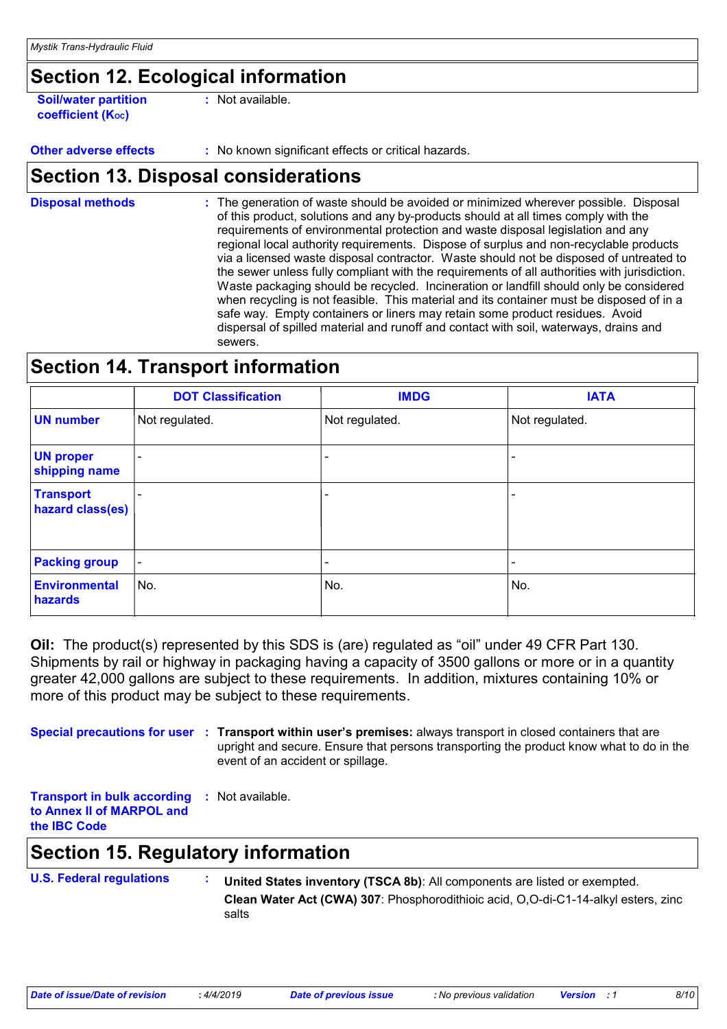## Section 12. Ecological information

**Soil/water partition coefficient ($K_{OC}$)** : Not available.

**Other adverse effects** : No known significant effects or critical hazards.

## Section 13. Disposal considerations

**Disposal methods** : The generation of waste should be avoided or minimized wherever possible. Disposal of this product, solutions and any by-products should at all times comply with the requirements of environmental protection and waste disposal legislation and any regional local authority requirements. Dispose of surplus and non-recyclable products via a licensed waste disposal contractor. Waste should not be disposed of untreated to the sewer unless fully compliant with the requirements of all authorities with jurisdiction. Waste packaging should be recycled. Incineration or landfill should only be considered when recycling is not feasible. This material and its container must be disposed of in a safe way. Empty containers or liners may retain some product residues. Avoid dispersal of spilled material and runoff and contact with soil, waterways, drains and sewers.

## Section 14. Transport information

| | DOT Classification | IMDG | IATA |
|---|---|---|---|
| **UN number** | Not regulated. | Not regulated. | Not regulated. |
| **UN proper shipping name** | - | - | - |
| **Transport hazard class(es)** | - | - | - |
| **Packing group** | - | - | - |
| **Environmental hazards** | No. | No. | No. |

**Oil:** The product(s) represented by this SDS is (are) regulated as "oil" under 49 CFR Part 130. Shipments by rail or highway in packaging having a capacity of 3500 gallons or more or in a quantity greater 42,000 gallons are subject to these requirements. In addition, mixtures containing 10% or more of this product may be subject to these requirements.

**Special precautions for user** : **Transport within user's premises:** always transport in closed containers that are upright and secure. Ensure that persons transporting the product know what to do in the event of an accident or spillage.

**Transport in bulk according to Annex II of MARPOL and the IBC Code** : Not available.

## Section 15. Regulatory information

**U.S. Federal regulations** : **United States inventory (TSCA 8b)**: All components are listed or exempted.

**Clean Water Act (CWA) 307**: Phosphorodithioic acid, O,O-di-C1-14-alkyl esters, zinc salts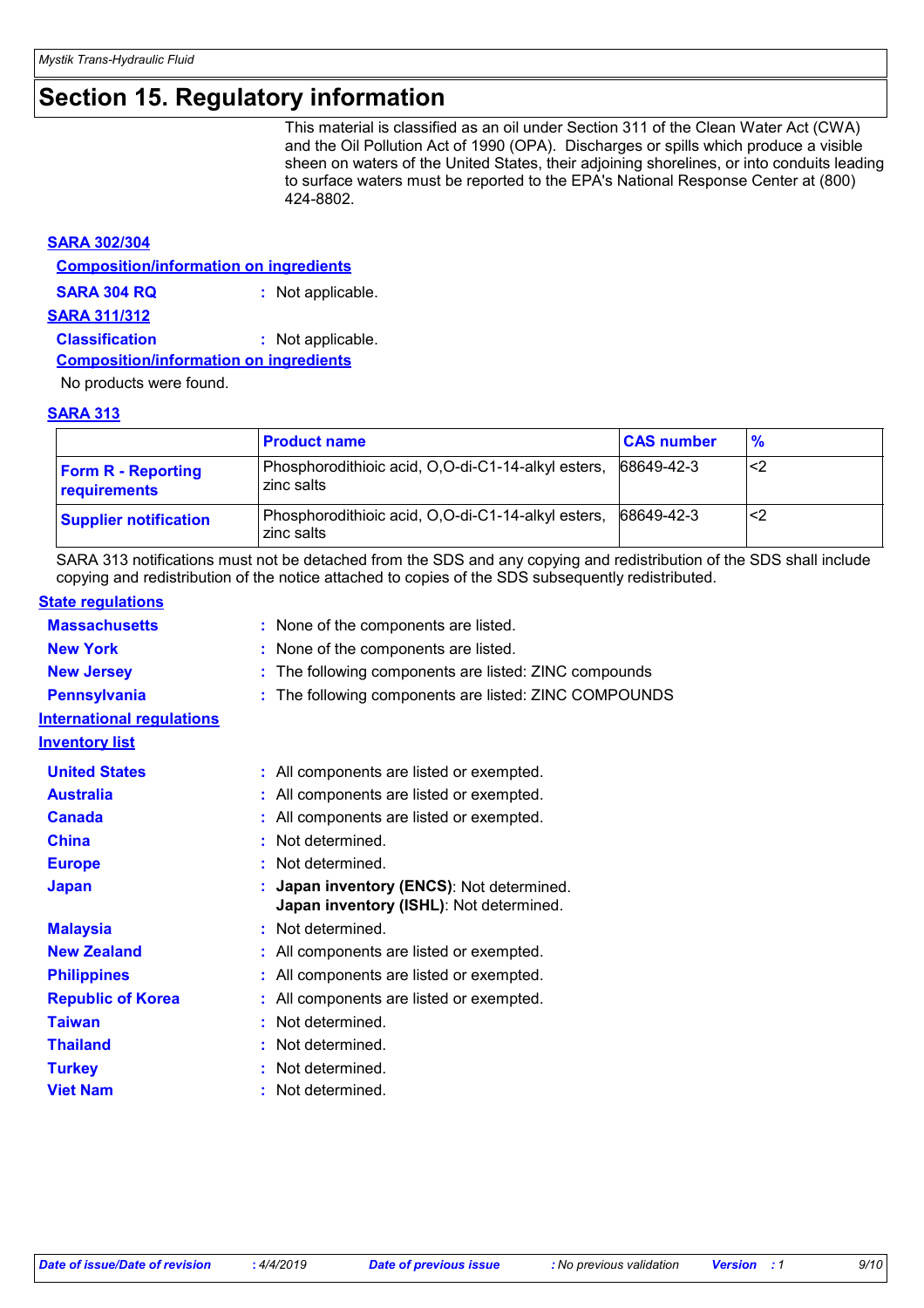# Section 15. Regulatory information

This material is classified as an oil under Section 311 of the Clean Water Act (CWA) and the Oil Pollution Act of 1990 (OPA). Discharges or spills which produce a visible sheen on waters of the United States, their adjoining shorelines, or into conduits leading to surface waters must be reported to the EPA's National Response Center at (800) 424-8802.

### SARA 302/304

**Composition/information on ingredients**

**SARA 304 RQ** : Not applicable.

### SARA 311/312

**Classification** : Not applicable.

**Composition/information on ingredients**

No products were found.

### SARA 313

| | Product name | CAS number | % |
|---|---|---|---|
| **Form R - Reporting requirements** | Phosphorodithioic acid, O,O-di-C1-14-alkyl esters, zinc salts | 68649-42-3 | <2 |
| **Supplier notification** | Phosphorodithioic acid, O,O-di-C1-14-alkyl esters, zinc salts | 68649-42-3 | <2 |

SARA 313 notifications must not be detached from the SDS and any copying and redistribution of the SDS shall include copying and redistribution of the notice attached to copies of the SDS subsequently redistributed.

### State regulations

**Massachusetts** : None of the components are listed.

**New York** : None of the components are listed.

**New Jersey** : The following components are listed: ZINC compounds

**Pennsylvania** : The following components are listed: ZINC COMPOUNDS

### International regulations

### Inventory list

**United States** : All components are listed or exempted.

**Australia** : All components are listed or exempted.

**Canada** : All components are listed or exempted.

**China** : Not determined.

**Europe** : Not determined.

**Japan** : **Japan inventory (ENCS)**: Not determined.
**Japan inventory (ISHL)**: Not determined.

**Malaysia** : Not determined.

**New Zealand** : All components are listed or exempted.

**Philippines** : All components are listed or exempted.

**Republic of Korea** : All components are listed or exempted.

**Taiwan** : Not determined.

**Thailand** : Not determined.

**Turkey** : Not determined.

**Viet Nam** : Not determined.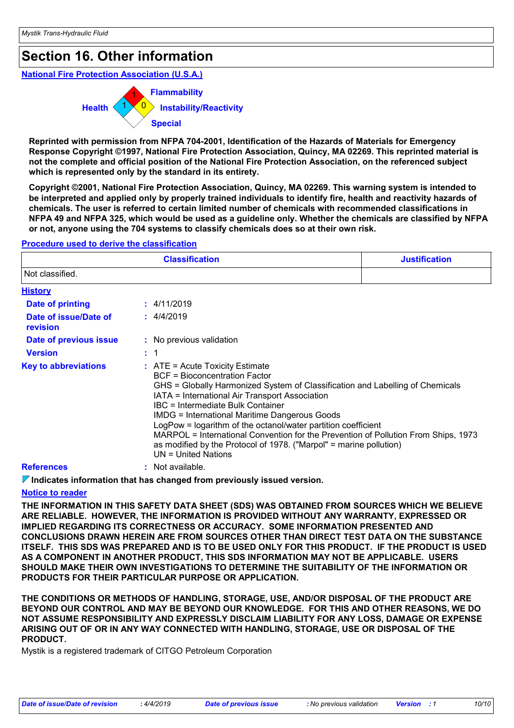# Section 16. Other information

**National Fire Protection Association (U.S.A.)**

Flammability: 1
Health: 1
Instability/Reactivity: 0
Special

**Reprinted with permission from NFPA 704-2001, Identification of the Hazards of Materials for Emergency Response Copyright ©1997, National Fire Protection Association, Quincy, MA 02269. This reprinted material is not the complete and official position of the National Fire Protection Association, on the referenced subject which is represented only by the standard in its entirety.**

**Copyright ©2001, National Fire Protection Association, Quincy, MA 02269. This warning system is intended to be interpreted and applied only by properly trained individuals to identify fire, health and reactivity hazards of chemicals. The user is referred to certain limited number of chemicals with recommended classifications in NFPA 49 and NFPA 325, which would be used as a guideline only. Whether the chemicals are classified by NFPA or not, anyone using the 704 systems to classify chemicals does so at their own risk.**

**Procedure used to derive the classification**

| Classification | Justification |
|---|---|
| Not classified. | |

**History**

**Date of printing** : 4/11/2019

**Date of issue/Date of revision** : 4/4/2019

**Date of previous issue** : No previous validation

**Version** : 1

**Key to abbreviations** : ATE = Acute Toxicity Estimate
BCF = Bioconcentration Factor
GHS = Globally Harmonized System of Classification and Labelling of Chemicals
IATA = International Air Transport Association
IBC = Intermediate Bulk Container
IMDG = International Maritime Dangerous Goods
LogPow = logarithm of the octanol/water partition coefficient
MARPOL = International Convention for the Prevention of Pollution From Ships, 1973 as modified by the Protocol of 1978. ("Marpol" = marine pollution)
UN = United Nations

**References** : Not available.

**Indicates information that has changed from previously issued version.**

**Notice to reader**

**THE INFORMATION IN THIS SAFETY DATA SHEET (SDS) WAS OBTAINED FROM SOURCES WHICH WE BELIEVE ARE RELIABLE. HOWEVER, THE INFORMATION IS PROVIDED WITHOUT ANY WARRANTY, EXPRESSED OR IMPLIED REGARDING ITS CORRECTNESS OR ACCURACY. SOME INFORMATION PRESENTED AND CONCLUSIONS DRAWN HEREIN ARE FROM SOURCES OTHER THAN DIRECT TEST DATA ON THE SUBSTANCE ITSELF. THIS SDS WAS PREPARED AND IS TO BE USED ONLY FOR THIS PRODUCT. IF THE PRODUCT IS USED AS A COMPONENT IN ANOTHER PRODUCT, THIS SDS INFORMATION MAY NOT BE APPLICABLE. USERS SHOULD MAKE THEIR OWN INVESTIGATIONS TO DETERMINE THE SUITABILITY OF THE INFORMATION OR PRODUCTS FOR THEIR PARTICULAR PURPOSE OR APPLICATION.**

**THE CONDITIONS OR METHODS OF HANDLING, STORAGE, USE, AND/OR DISPOSAL OF THE PRODUCT ARE BEYOND OUR CONTROL AND MAY BE BEYOND OUR KNOWLEDGE. FOR THIS AND OTHER REASONS, WE DO NOT ASSUME RESPONSIBILITY AND EXPRESSLY DISCLAIM LIABILITY FOR ANY LOSS, DAMAGE OR EXPENSE ARISING OUT OF OR IN ANY WAY CONNECTED WITH HANDLING, STORAGE, USE OR DISPOSAL OF THE PRODUCT.**

Mystik is a registered trademark of CITGO Petroleum Corporation